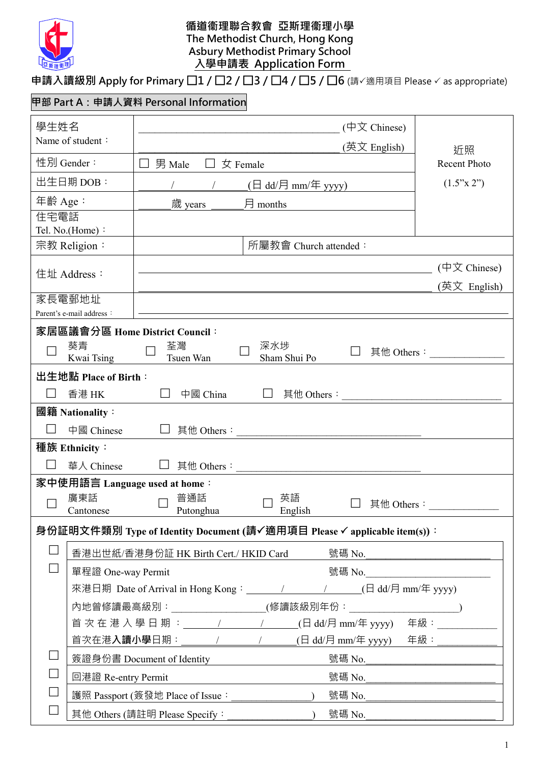# 循道衛理聯合教會 亞斯理衛理小學
# The Methodist Church, Hong Kong
# Asbury Methodist Primary School
## 入學申請表 Application Form

**申請入讀級別 Apply for Primary ☐1 / ☐2 / ☐3 / ☐4 / ☐5 / ☐6** (請✓適用項目 Please ✓ as appropriate)

## 甲部 Part A：申請人資料 Personal Information

| | | | |
|---|---|---|---|
| 學生姓名 Name of student： | ______________________ (中文 Chinese) | | 近照 Recent Photo (1.5"x 2") |
| | ______________________ (英文 English) | | |
| 性別 Gender： | ☐ 男 Male ☐ 女 Female | | |
| 出生日期 DOB： | ____/____/____ (日 dd/月 mm/年 yyyy) | | |
| 年齡 Age： | ______歲 years ______月 months | | |
| 住宅電話 Tel. No.(Home)： | | | |
| 宗教 Religion： | | 所屬教會 Church attended： | |
| 住址 Address： | ______________________ (中文 Chinese) | | |
| | ______________________ (英文 English) | | |
| 家長電郵地址 Parent's e-mail address： | ______________________ | | |

**家居區議會分區 Home District Council：**

☐ 葵青 Kwai Tsing ☐ 荃灣 Tsuen Wan ☐ 深水埗 Sham Shui Po ☐ 其他 Others：______________

**出生地點 Place of Birth：**

☐ 香港 HK ☐ 中國 China ☐ 其他 Others：______________________________

**國籍 Nationality：**

☐ 中國 Chinese ☐ 其他 Others：______________________________

**種族 Ethnicity：**

☐ 華人 Chinese ☐ 其他 Others：______________________________

**家中使用語言 Language used at home：**

☐ 廣東話 Cantonese ☐ 普通話 Putonghua ☐ 英語 English ☐ 其他 Others：______________

**身份証明文件類別 Type of Identity Document (請✓適用項目 Please ✓ applicable item(s))：**

| | | |
|---|---|---|
| ☐ | 香港出世紙/香港身份証 HK Birth Cert./ HKID Card | 號碼 No.______________________ |
| ☐ | 單程證 One-way Permit | 號碼 No.______________________ |
| | 來港日期 Date of Arrival in Hong Kong：____/____/____(日 dd/月 mm/年 yyyy) | |
| | 內地曾修讀最高級別：______________(修讀該級別年份：______________) | |
| | 首次在港入學日期：____/____/____(日 dd/月 mm/年 yyyy) 年級：__________ | |
| | 首次在港**入讀小學**日期：____/____/____(日 dd/月 mm/年 yyyy) 年級：__________ | |
| ☐ | 簽證身份書 Document of Identity | 號碼 No.______________________ |
| ☐ | 回港證 Re-entry Permit | 號碼 No.______________________ |
| ☐ | 護照 Passport (簽發地 Place of Issue：______________) | 號碼 No.______________________ |
| ☐ | 其他 Others (請註明 Please Specify：______________) | 號碼 No.______________________ |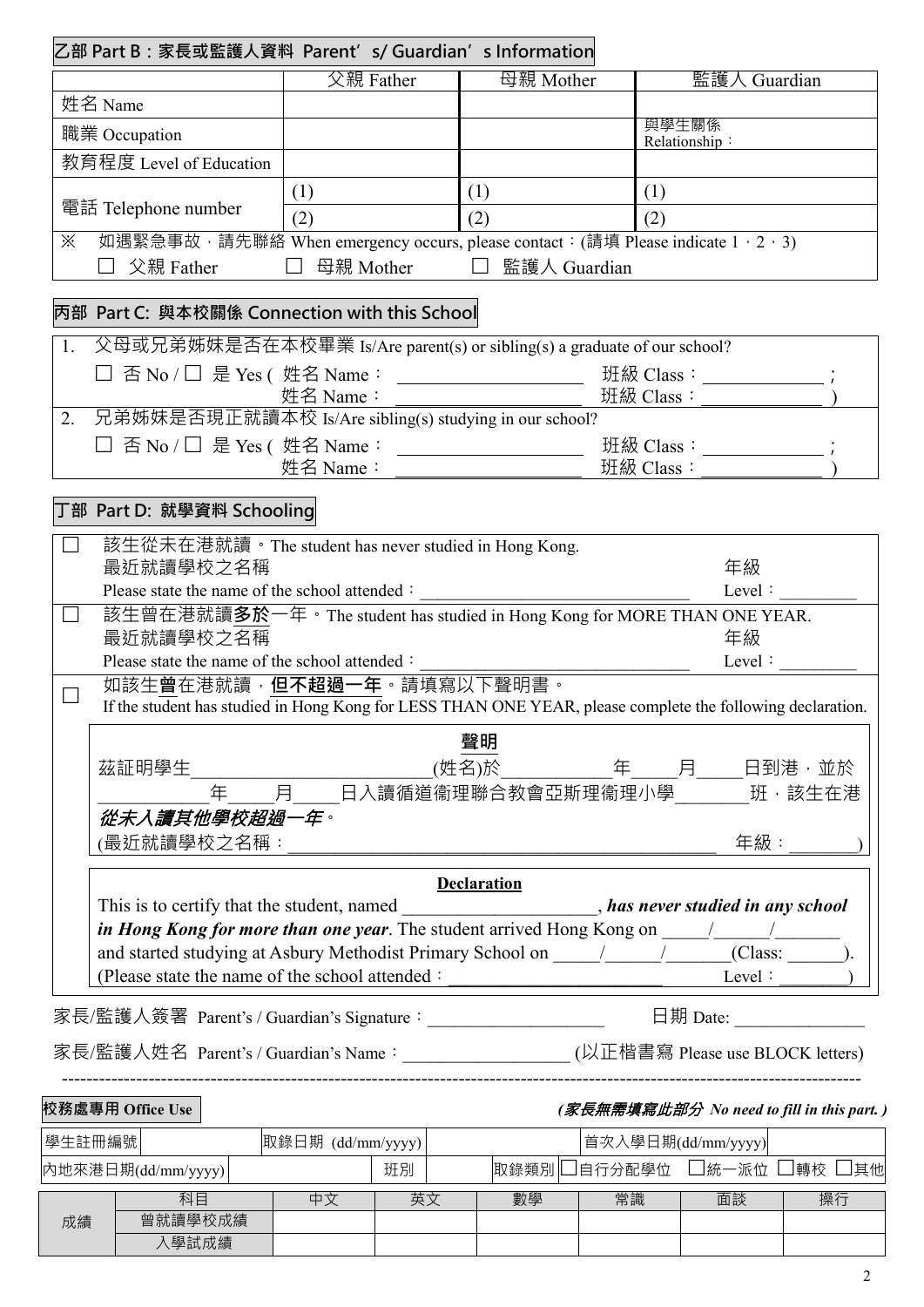## 乙部 Part B：家長或監護人資料 Parent's/ Guardian's Information

| | 父親 Father | 母親 Mother | 監護人 Guardian |
|---|---|---|---|
| 姓名 Name | | | |
| 職業 Occupation | | | 與學生關係 Relationship： |
| 教育程度 Level of Education | | | |
| 電話 Telephone number | (1) | (1) | (1) |
| | (2) | (2) | (2) |

※ 如遇緊急事故，請先聯絡 When emergency occurs, please contact：(請填 Please indicate 1，2，3)

☐ 父親 Father　☐ 母親 Mother　☐ 監護人 Guardian

## 丙部 Part C: 與本校關係 Connection with this School

1. 父母或兄弟姊妹是否在本校畢業 Is/Are parent(s) or sibling(s) a graduate of our school?

   ☐ 否 No / ☐ 是 Yes ( 姓名 Name：＿＿＿＿＿＿＿＿ 班級 Class：＿＿＿＿＿ ;
   姓名 Name：＿＿＿＿＿＿＿＿ 班級 Class：＿＿＿＿＿ )

2. 兄弟姊妹是否現正就讀本校 Is/Are sibling(s) studying in our school?

   ☐ 否 No / ☐ 是 Yes ( 姓名 Name：＿＿＿＿＿＿＿＿ 班級 Class：＿＿＿＿＿ ;
   姓名 Name：＿＿＿＿＿＿＿＿ 班級 Class：＿＿＿＿＿ )

## 丁部 Part D: 就學資料 Schooling

☐ 該生從未在港就讀。The student has never studied in Hong Kong.
最近就讀學校之名稱
Please state the name of the school attended：＿＿＿＿＿＿＿＿＿＿＿＿ 年級 Level：＿＿＿＿

☐ 該生曾在港就讀**多於**一年。The student has studied in Hong Kong for MORE THAN ONE YEAR.
最近就讀學校之名稱
Please state the name of the school attended：＿＿＿＿＿＿＿＿＿＿＿＿ 年級 Level：＿＿＿＿

☐ 如該生**曾**在港就讀，**但不超過一年**。請填寫以下聲明書。
If the student has studied in Hong Kong for LESS THAN ONE YEAR, please complete the following declaration.

**聲明**

茲証明學生＿＿＿＿＿＿＿＿＿＿(姓名)於＿＿＿＿＿年＿＿月＿＿日到港，並於＿＿＿＿＿年＿＿月＿＿日入讀循道衛理聯合教會亞斯理衛理小學＿＿＿＿班，該生在港***從未入讀其他學校超過一年***。
(最近就讀學校之名稱：＿＿＿＿＿＿＿＿＿＿＿＿＿＿＿＿＿＿＿＿ 年級：＿＿＿＿)

**Declaration**

This is to certify that the student, named ＿＿＿＿＿＿＿＿＿＿, ***has never studied in any school in Hong Kong for more than one year***. The student arrived Hong Kong on ＿＿/＿＿/＿＿＿ and started studying at Asbury Methodist Primary School on ＿＿/＿＿/＿＿＿(Class: ＿＿＿).
(Please state the name of the school attended：＿＿＿＿＿＿＿＿＿＿＿ Level：＿＿＿＿)

家長/監護人簽署 Parent's / Guardian's Signature：＿＿＿＿＿＿＿＿＿＿ 日期 Date: ＿＿＿＿＿＿＿

家長/監護人姓名 Parent's / Guardian's Name：＿＿＿＿＿＿＿＿＿＿ (以正楷書寫 Please use BLOCK letters)

---

**校務處專用 Office Use** ***(家長無需填寫此部分 No need to fill in this part.)***

| 學生註冊編號 | | 取錄日期 (dd/mm/yyyy) | | 首次入學日期(dd/mm/yyyy) | |
|---|---|---|---|---|---|
| 內地來港日期(dd/mm/yyyy) | | 班別 | | 取錄類別 | ☐自行分配學位 ☐統一派位 ☐轉校 ☐其他 |

| | 科目 | 中文 | 英文 | 數學 | 常識 | 面談 | 操行 |
|---|---|---|---|---|---|---|---|
| 成績 | 曾就讀學校成績 | | | | | | |
| | 入學試成績 | | | | | | |